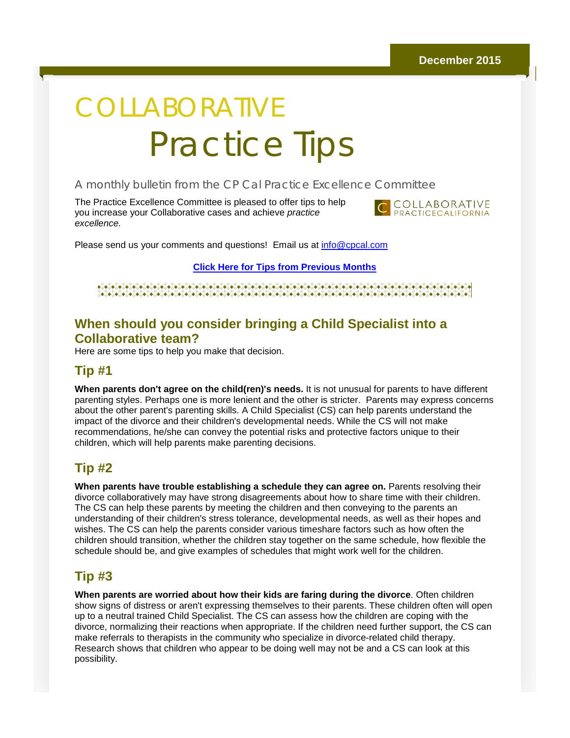December 2015

# COLLABORATIVE Practice Tips

A monthly bulletin from the CP Cal Practice Excellence Committee

The Practice Excellence Committee is pleased to offer tips to help you increase your Collaborative cases and achieve *practice excellence.*

COLLABORATIVE PRACTICECALIFORNIA

Please send us your comments and questions! Email us at info@cpcal.com

**Click Here for Tips from Previous Months**

## When should you consider bringing a Child Specialist into a Collaborative team?

Here are some tips to help you make that decision.

### Tip #1

**When parents don't agree on the child(ren)'s needs.** It is not unusual for parents to have different parenting styles. Perhaps one is more lenient and the other is stricter. Parents may express concerns about the other parent's parenting skills. A Child Specialist (CS) can help parents understand the impact of the divorce and their children's developmental needs. While the CS will not make recommendations, he/she can convey the potential risks and protective factors unique to their children, which will help parents make parenting decisions.

### Tip #2

**When parents have trouble establishing a schedule they can agree on.** Parents resolving their divorce collaboratively may have strong disagreements about how to share time with their children. The CS can help these parents by meeting the children and then conveying to the parents an understanding of their children's stress tolerance, developmental needs, as well as their hopes and wishes. The CS can help the parents consider various timeshare factors such as how often the children should transition, whether the children stay together on the same schedule, how flexible the schedule should be, and give examples of schedules that might work well for the children.

### Tip #3

**When parents are worried about how their kids are faring during the divorce**. Often children show signs of distress or aren't expressing themselves to their parents. These children often will open up to a neutral trained Child Specialist. The CS can assess how the children are coping with the divorce, normalizing their reactions when appropriate. If the children need further support, the CS can make referrals to therapists in the community who specialize in divorce-related child therapy. Research shows that children who appear to be doing well may not be and a CS can look at this possibility.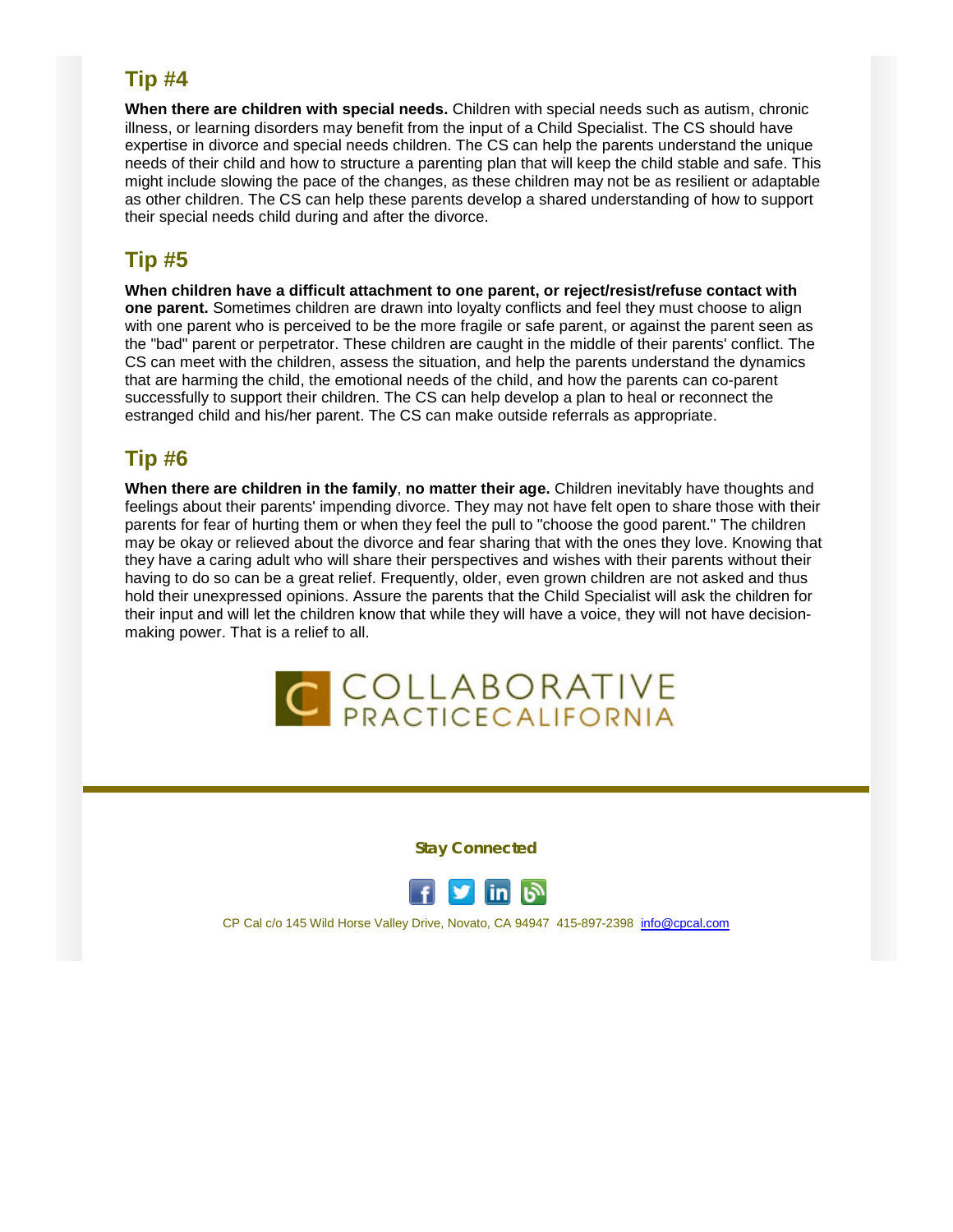## Tip #4

**When there are children with special needs.** Children with special needs such as autism, chronic illness, or learning disorders may benefit from the input of a Child Specialist. The CS should have expertise in divorce and special needs children. The CS can help the parents understand the unique needs of their child and how to structure a parenting plan that will keep the child stable and safe. This might include slowing the pace of the changes, as these children may not be as resilient or adaptable as other children. The CS can help these parents develop a shared understanding of how to support their special needs child during and after the divorce.

## Tip #5

**When children have a difficult attachment to one parent, or reject/resist/refuse contact with one parent.** Sometimes children are drawn into loyalty conflicts and feel they must choose to align with one parent who is perceived to be the more fragile or safe parent, or against the parent seen as the "bad" parent or perpetrator. These children are caught in the middle of their parents' conflict. The CS can meet with the children, assess the situation, and help the parents understand the dynamics that are harming the child, the emotional needs of the child, and how the parents can co-parent successfully to support their children. The CS can help develop a plan to heal or reconnect the estranged child and his/her parent. The CS can make outside referrals as appropriate.

## Tip #6

**When there are children in the family**, **no matter their age.** Children inevitably have thoughts and feelings about their parents' impending divorce. They may not have felt open to share those with their parents for fear of hurting them or when they feel the pull to "choose the good parent." The children may be okay or relieved about the divorce and fear sharing that with the ones they love. Knowing that they have a caring adult who will share their perspectives and wishes with their parents without their having to do so can be a great relief. Frequently, older, even grown children are not asked and thus hold their unexpressed opinions. Assure the parents that the Child Specialist will ask the children for their input and will let the children know that while they will have a voice, they will not have decision-making power. That is a relief to all.

COLLABORATIVE PRACTICECALIFORNIA

**Stay Connected**

CP Cal c/o 145 Wild Horse Valley Drive, Novato, CA 94947 415-897-2398 info@cpcal.com